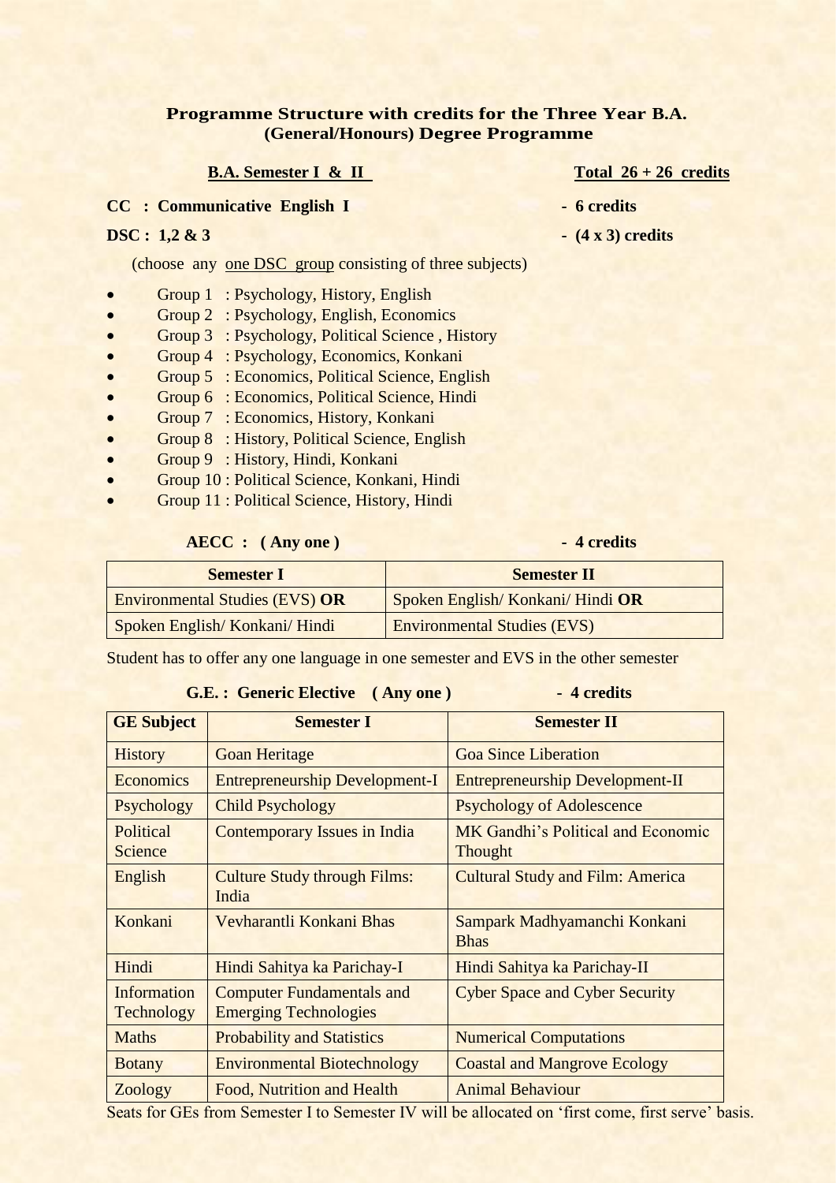## Programme Structure with credits for the Three Year B.A. (General/Honours) Degree Programme

**B.A. Semester I & II** **Total 26 + 26 credits**

**CC : Communicative English I** **- 6 credits**

**DSC : 1,2 & 3** **- (4 x 3) credits**

(choose any one DSC group consisting of three subjects)

- Group 1 : Psychology, History, English
- Group 2 : Psychology, English, Economics
- Group 3 : Psychology, Political Science , History
- Group 4 : Psychology, Economics, Konkani
- Group 5 : Economics, Political Science, English
- Group 6 : Economics, Political Science, Hindi
- Group 7 : Economics, History, Konkani
- Group 8 : History, Political Science, English
- Group 9 : History, Hindi, Konkani
- Group 10 : Political Science, Konkani, Hindi
- Group 11 : Political Science, History, Hindi

**AECC : ( Any one )** **- 4 credits**

| Semester I | Semester II |
|---|---|
| Environmental Studies (EVS) **OR** | Spoken English/ Konkani/ Hindi **OR** |
| Spoken English/ Konkani/ Hindi | Environmental Studies (EVS) |

Student has to offer any one language in one semester and EVS in the other semester

**G.E. : Generic Elective ( Any one )** **- 4 credits**

| GE Subject | Semester I | Semester II |
|---|---|---|
| History | Goan Heritage | Goa Since Liberation |
| Economics | Entrepreneurship Development-I | Entrepreneurship Development-II |
| Psychology | Child Psychology | Psychology of Adolescence |
| Political Science | Contemporary Issues in India | MK Gandhi's Political and Economic Thought |
| English | Culture Study through Films: India | Cultural Study and Film: America |
| Konkani | Vevharantli Konkani Bhas | Sampark Madhyamanchi Konkani Bhas |
| Hindi | Hindi Sahitya ka Parichay-I | Hindi Sahitya ka Parichay-II |
| Information Technology | Computer Fundamentals and Emerging Technologies | Cyber Space and Cyber Security |
| Maths | Probability and Statistics | Numerical Computations |
| Botany | Environmental Biotechnology | Coastal and Mangrove Ecology |
| Zoology | Food, Nutrition and Health | Animal Behaviour |

Seats for GEs from Semester I to Semester IV will be allocated on 'first come, first serve' basis.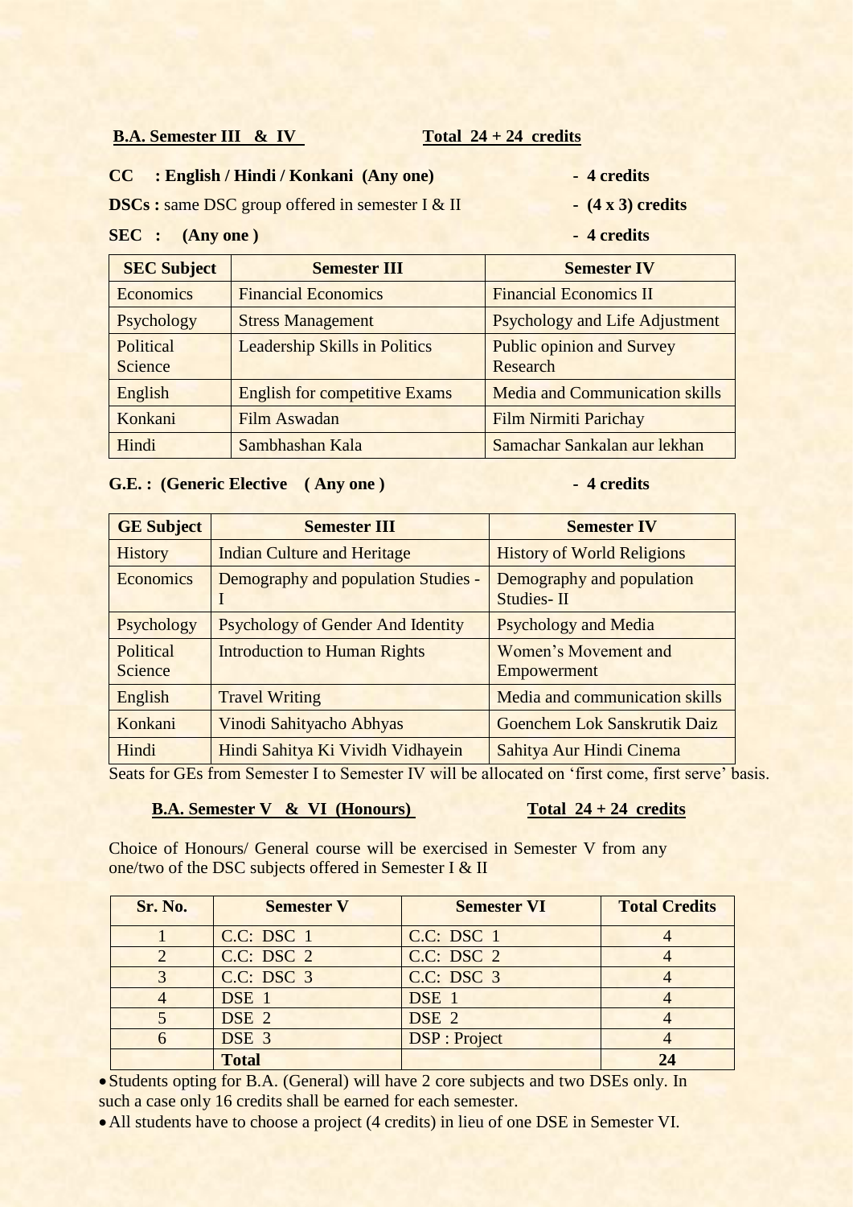**B.A. Semester III & IV** **Total 24 + 24 credits**

**CC : English / Hindi / Konkani (Any one)** - **4 credits**

**DSCs :** same DSC group offered in semester I & II - **(4 x 3) credits**

**SEC : (Any one )** - **4 credits**

| SEC Subject | Semester III | Semester IV |
|---|---|---|
| Economics | Financial Economics | Financial Economics II |
| Psychology | Stress Management | Psychology and Life Adjustment |
| Political Science | Leadership Skills in Politics | Public opinion and Survey Research |
| English | English for competitive Exams | Media and Communication skills |
| Konkani | Film Aswadan | Film Nirmiti Parichay |
| Hindi | Sambhashan Kala | Samachar Sankalan aur lekhan |

**G.E. : (Generic Elective ( Any one )** - **4 credits**

| GE Subject | Semester III | Semester IV |
|---|---|---|
| History | Indian Culture and Heritage | History of World Religions |
| Economics | Demography and population Studies - I | Demography and population Studies- II |
| Psychology | Psychology of Gender And Identity | Psychology and Media |
| Political Science | Introduction to Human Rights | Women's Movement and Empowerment |
| English | Travel Writing | Media and communication skills |
| Konkani | Vinodi Sahityacho Abhyas | Goenchem Lok Sanskrutik Daiz |
| Hindi | Hindi Sahitya Ki Vividh Vidhayein | Sahitya Aur Hindi Cinema |

Seats for GEs from Semester I to Semester IV will be allocated on 'first come, first serve' basis.

**B.A. Semester V & VI (Honours)** **Total 24 + 24 credits**

Choice of Honours/ General course will be exercised in Semester V from any one/two of the DSC subjects offered in Semester I & II

| Sr. No. | Semester V | Semester VI | Total Credits |
|---|---|---|---|
| 1 | C.C: DSC 1 | C.C: DSC 1 | 4 |
| 2 | C.C: DSC 2 | C.C: DSC 2 | 4 |
| 3 | C.C: DSC 3 | C.C: DSC 3 | 4 |
| 4 | DSE 1 | DSE 1 | 4 |
| 5 | DSE 2 | DSE 2 | 4 |
| 6 | DSE 3 | DSP : Project | 4 |
| | **Total** | | **24** |

- Students opting for B.A. (General) will have 2 core subjects and two DSEs only. In such a case only 16 credits shall be earned for each semester.
- All students have to choose a project (4 credits) in lieu of one DSE in Semester VI.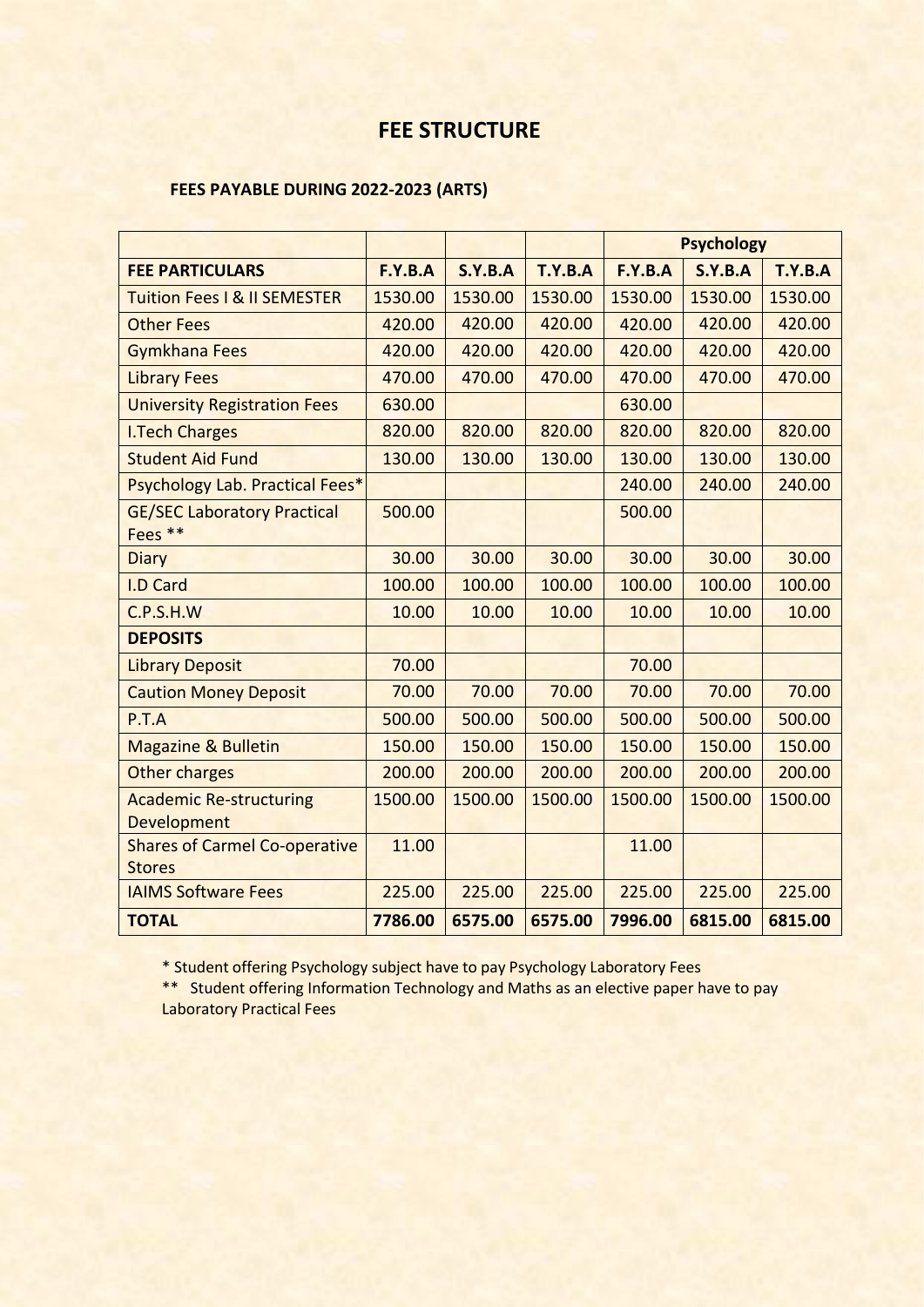# FEE STRUCTURE

## FEES PAYABLE DURING 2022-2023 (ARTS)

| | | | | Psychology | | |
|---|---|---|---|---|---|---|
| **FEE PARTICULARS** | **F.Y.B.A** | **S.Y.B.A** | **T.Y.B.A** | **F.Y.B.A** | **S.Y.B.A** | **T.Y.B.A** |
| Tuition Fees I & II SEMESTER | 1530.00 | 1530.00 | 1530.00 | 1530.00 | 1530.00 | 1530.00 |
| Other Fees | 420.00 | 420.00 | 420.00 | 420.00 | 420.00 | 420.00 |
| Gymkhana Fees | 420.00 | 420.00 | 420.00 | 420.00 | 420.00 | 420.00 |
| Library Fees | 470.00 | 470.00 | 470.00 | 470.00 | 470.00 | 470.00 |
| University Registration Fees | 630.00 | | | 630.00 | | |
| I.Tech Charges | 820.00 | 820.00 | 820.00 | 820.00 | 820.00 | 820.00 |
| Student Aid Fund | 130.00 | 130.00 | 130.00 | 130.00 | 130.00 | 130.00 |
| Psychology Lab. Practical Fees* | | | | 240.00 | 240.00 | 240.00 |
| GE/SEC Laboratory Practical Fees ** | 500.00 | | | 500.00 | | |
| Diary | 30.00 | 30.00 | 30.00 | 30.00 | 30.00 | 30.00 |
| I.D Card | 100.00 | 100.00 | 100.00 | 100.00 | 100.00 | 100.00 |
| C.P.S.H.W | 10.00 | 10.00 | 10.00 | 10.00 | 10.00 | 10.00 |
| **DEPOSITS** | | | | | | |
| Library Deposit | 70.00 | | | 70.00 | | |
| Caution Money Deposit | 70.00 | 70.00 | 70.00 | 70.00 | 70.00 | 70.00 |
| P.T.A | 500.00 | 500.00 | 500.00 | 500.00 | 500.00 | 500.00 |
| Magazine & Bulletin | 150.00 | 150.00 | 150.00 | 150.00 | 150.00 | 150.00 |
| Other charges | 200.00 | 200.00 | 200.00 | 200.00 | 200.00 | 200.00 |
| Academic Re-structuring Development | 1500.00 | 1500.00 | 1500.00 | 1500.00 | 1500.00 | 1500.00 |
| Shares of Carmel Co-operative Stores | 11.00 | | | 11.00 | | |
| IAIMS Software Fees | 225.00 | 225.00 | 225.00 | 225.00 | 225.00 | 225.00 |
| **TOTAL** | **7786.00** | **6575.00** | **6575.00** | **7996.00** | **6815.00** | **6815.00** |

\* Student offering Psychology subject have to pay Psychology Laboratory Fees

\*\* Student offering Information Technology and Maths as an elective paper have to pay Laboratory Practical Fees